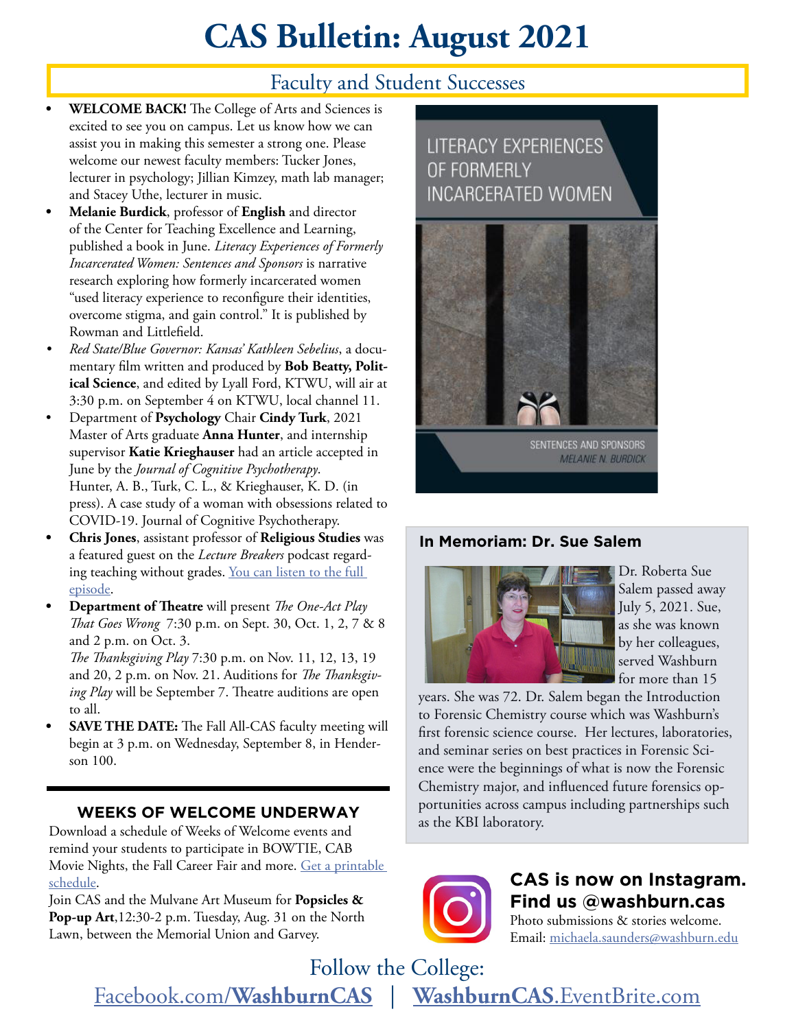# CAS Bulletin: August 2021

## Faculty and Student Successes

- **WELCOME BACK!** The College of Arts and Sciences is excited to see you on campus. Let us know how we can assist you in making this semester a strong one. Please welcome our newest faculty members: Tucker Jones, lecturer in psychology; Jillian Kimzey, math lab manager; and Stacey Uthe, lecturer in music.
- **Melanie Burdick**, professor of **English** and director of the Center for Teaching Excellence and Learning, published a book in June. *Literacy Experiences of Formerly Incarcerated Women: Sentences and Sponsors* is narrative research exploring how formerly incarcerated women "used literacy experience to reconfigure their identities, overcome stigma, and gain control." It is published by Rowman and Littlefield.
- *Red State/Blue Governor: Kansas' Kathleen Sebelius*, a documentary film written and produced by **Bob Beatty, Political Science**, and edited by Lyall Ford, KTWU, will air at 3:30 p.m. on September 4 on KTWU, local channel 11.
- Department of **Psychology** Chair **Cindy Turk**, 2021 Master of Arts graduate **Anna Hunter**, and internship supervisor **Katie Krieghauser** had an article accepted in June by the *Journal of Cognitive Psychotherapy*. Hunter, A. B., Turk, C. L., & Krieghauser, K. D. (in press). A case study of a woman with obsessions related to COVID-19. Journal of Cognitive Psychotherapy.
- **Chris Jones**, assistant professor of **Religious Studies** was a featured guest on the *Lecture Breakers* podcast regarding teaching without grades. You can listen to the full episode.
- **Department of Theatre** will present *The One-Act Play That Goes Wrong* 7:30 p.m. on Sept. 30, Oct. 1, 2, 7 & 8 and 2 p.m. on Oct. 3.
  *The Thanksgiving Play* 7:30 p.m. on Nov. 11, 12, 13, 19 and 20, 2 p.m. on Nov. 21. Auditions for *The Thanksgiving Play* will be September 7. Theatre auditions are open to all.
- **SAVE THE DATE:** The Fall All-CAS faculty meeting will begin at 3 p.m. on Wednesday, September 8, in Henderson 100.

LITERACY EXPERIENCES OF FORMERLY INCARCERATED WOMEN

SENTENCES AND SPONSORS
*MELANIE N. BURDICK*

### WEEKS OF WELCOME UNDERWAY

Download a schedule of Weeks of Welcome events and remind your students to participate in BOWTIE, CAB Movie Nights, the Fall Career Fair and more. Get a printable schedule.

Join CAS and the Mulvane Art Museum for **Popsicles & Pop-up Art**,12:30-2 p.m. Tuesday, Aug. 31 on the North Lawn, between the Memorial Union and Garvey.

### In Memoriam: Dr. Sue Salem

Dr. Roberta Sue Salem passed away July 5, 2021. Sue, as she was known by her colleagues, served Washburn for more than 15 years. She was 72. Dr. Salem began the Introduction to Forensic Chemistry course which was Washburn's first forensic science course. Her lectures, laboratories, and seminar series on best practices in Forensic Science were the beginnings of what is now the Forensic Chemistry major, and influenced future forensics opportunities across campus including partnerships such as the KBI laboratory.

### CAS is now on Instagram. Find us @washburn.cas

Photo submissions & stories welcome.
Email: michaela.saunders@washburn.edu

Follow the College:
Facebook.com/**WashburnCAS** | **WashburnCAS**.EventBrite.com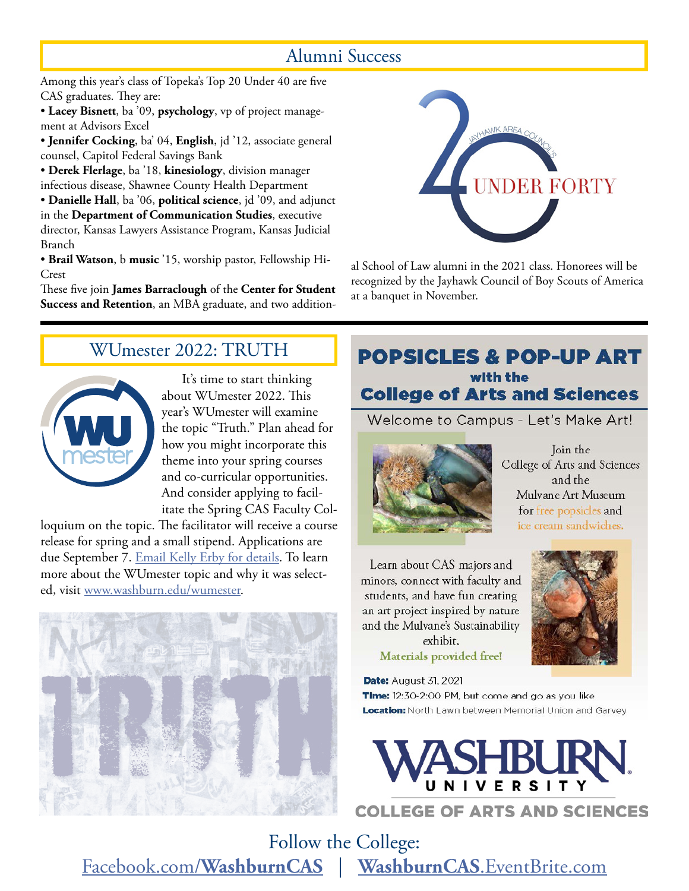## Alumni Success

Among this year's class of Topeka's Top 20 Under 40 are five CAS graduates. They are:

- **Lacey Bisnett**, ba '09, **psychology**, vp of project management at Advisors Excel
- **Jennifer Cocking**, ba' 04, **English**, jd '12, associate general counsel, Capitol Federal Savings Bank
- **Derek Flerlage**, ba '18, **kinesiology**, division manager infectious disease, Shawnee County Health Department
- **Danielle Hall**, ba '06, **political science**, jd '09, and adjunct in the **Department of Communication Studies**, executive director, Kansas Lawyers Assistance Program, Kansas Judicial Branch
- **Brail Watson**, b **music** '15, worship pastor, Fellowship Hi-Crest

These five join **James Barraclough** of the **Center for Student Success and Retention**, an MBA graduate, and two additional School of Law alumni in the 2021 class. Honorees will be recognized by the Jayhawk Council of Boy Scouts of America at a banquet in November.

Jayhawk Area Council's 20 UNDER FORTY

## WUmester 2022: TRUTH

It's time to start thinking about WUmester 2022. This year's WUmester will examine the topic "Truth." Plan ahead for how you might incorporate this theme into your spring courses and co-curricular opportunities. And consider applying to facilitate the Spring CAS Faculty Colloquium on the topic. The facilitator will receive a course release for spring and a small stipend. Applications are due September 7. Email Kelly Erby for details. To learn more about the WUmester topic and why it was selected, visit www.washburn.edu/wumester.

## POPSICLES & POP-UP ART with the College of Arts and Sciences

Welcome to Campus - Let's Make Art!

Join the College of Arts and Sciences and the Mulvane Art Museum for free popsicles and ice cream sandwiches.

Learn about CAS majors and minors, connect with faculty and students, and have fun creating an art project inspired by nature and the Mulvane's Sustainability exhibit.

Materials provided free!

**Date:** August 31, 2021
**Time:** 12:30-2:00 PM, but come and go as you like
**Location:** North Lawn between Memorial Union and Garvey

WASHBURN UNIVERSITY
COLLEGE OF ARTS AND SCIENCES

Follow the College:
Facebook.com/**WashburnCAS** | **WashburnCAS**.EventBrite.com